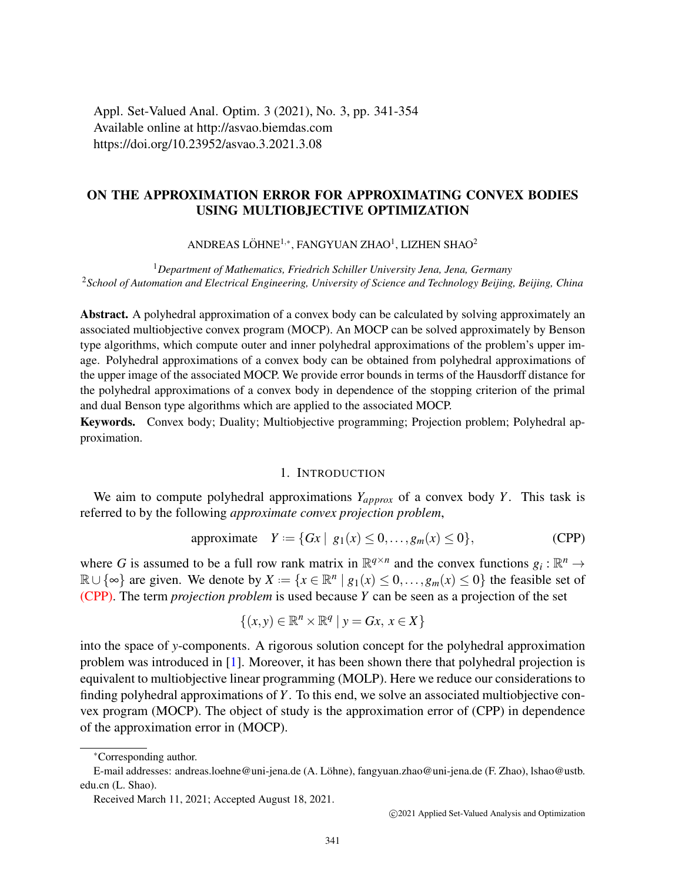Appl. Set-Valued Anal. Optim. 3 (2021), No. 3, pp. 341-354
Available online at http://asvao.biemdas.com
https://doi.org/10.23952/asvao.3.2021.3.08

# ON THE APPROXIMATION ERROR FOR APPROXIMATING CONVEX BODIES USING MULTIOBJECTIVE OPTIMIZATION

ANDREAS LÖHNE[1,*], FANGYUAN ZHAO[1], LIZHEN SHAO[2]

[1] *Department of Mathematics, Friedrich Schiller University Jena, Jena, Germany*
[2] *School of Automation and Electrical Engineering, University of Science and Technology Beijing, Beijing, China*

**Abstract.** A polyhedral approximation of a convex body can be calculated by solving approximately an associated multiobjective convex program (MOCP). An MOCP can be solved approximately by Benson type algorithms, which compute outer and inner polyhedral approximations of the problem's upper image. Polyhedral approximations of a convex body can be obtained from polyhedral approximations of the upper image of the associated MOCP. We provide error bounds in terms of the Hausdorff distance for the polyhedral approximations of a convex body in dependence of the stopping criterion of the primal and dual Benson type algorithms which are applied to the associated MOCP.

**Keywords.** Convex body; Duality; Multiobjective programming; Projection problem; Polyhedral approximation.

## 1. INTRODUCTION

We aim to compute polyhedral approximations $Y_{approx}$ of a convex body $Y$. This task is referred to by the following *approximate convex projection problem*,

$$\text{approximate} \quad Y := \{Gx \mid g_1(x) \leq 0, \dots, g_m(x) \leq 0\}, \tag{CPP}$$

where $G$ is assumed to be a full row rank matrix in $\mathbb{R}^{q \times n}$ and the convex functions $g_i : \mathbb{R}^n \to \mathbb{R} \cup \{\infty\}$ are given. We denote by $X := \{x \in \mathbb{R}^n \mid g_1(x) \leq 0, \dots, g_m(x) \leq 0\}$ the feasible set of (CPP). The term *projection problem* is used because $Y$ can be seen as a projection of the set

$$\{(x,y) \in \mathbb{R}^n \times \mathbb{R}^q \mid y = Gx,\ x \in X\}$$

into the space of $y$-components. A rigorous solution concept for the polyhedral approximation problem was introduced in [1]. Moreover, it has been shown there that polyhedral projection is equivalent to multiobjective linear programming (MOLP). Here we reduce our considerations to finding polyhedral approximations of $Y$. To this end, we solve an associated multiobjective convex program (MOCP). The object of study is the approximation error of (CPP) in dependence of the approximation error in (MOCP).

---

*Corresponding author.

E-mail addresses: andreas.loehne@uni-jena.de (A. Löhne), fangyuan.zhao@uni-jena.de (F. Zhao), lshao@ustb.edu.cn (L. Shao).

Received March 11, 2021; Accepted August 18, 2021.

©2021 Applied Set-Valued Analysis and Optimization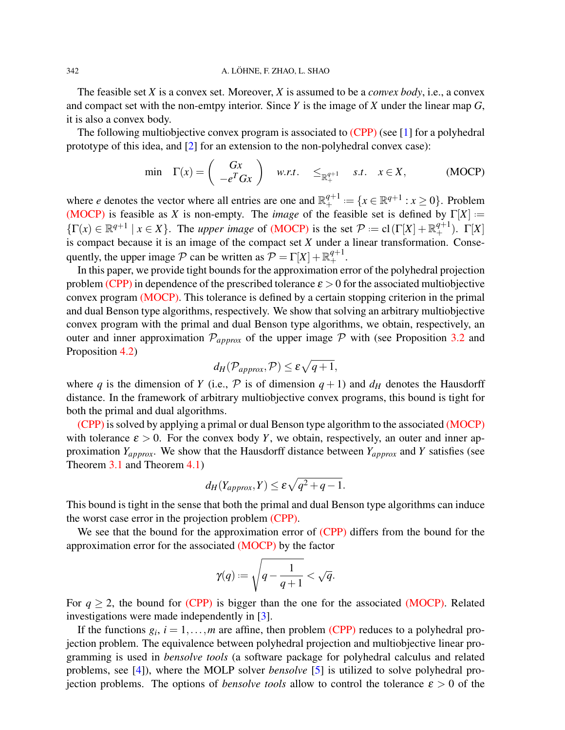The feasible set $X$ is a convex set. Moreover, $X$ is assumed to be a *convex body*, i.e., a convex and compact set with the non-emtpy interior. Since $Y$ is the image of $X$ under the linear map $G$, it is also a convex body.

The following multiobjective convex program is associated to (CPP) (see [1] for a polyhedral prototype of this idea, and [2] for an extension to the non-polyhedral convex case):

$$\min \quad \Gamma(x) = \begin{pmatrix} Gx \\ -e^T Gx \end{pmatrix} \quad w.r.t. \quad \leq_{\mathbb{R}^{q+1}_+} \quad s.t. \quad x \in X, \tag{MOCP}$$

where $e$ denotes the vector where all entries are one and $\mathbb{R}^{q+1}_+ := \{x \in \mathbb{R}^{q+1} : x \geq 0\}$. Problem (MOCP) is feasible as $X$ is non-empty. The *image* of the feasible set is defined by $\Gamma[X] := \{\Gamma(x) \in \mathbb{R}^{q+1} \mid x \in X\}$. The *upper image* of (MOCP) is the set $\mathcal{P} := \operatorname{cl}(\Gamma[X] + \mathbb{R}^{q+1}_+)$. $\Gamma[X]$ is compact because it is an image of the compact set $X$ under a linear transformation. Consequently, the upper image $\mathcal{P}$ can be written as $\mathcal{P} = \Gamma[X] + \mathbb{R}^{q+1}_+$.

In this paper, we provide tight bounds for the approximation error of the polyhedral projection problem (CPP) in dependence of the prescribed tolerance $\varepsilon > 0$ for the associated multiobjective convex program (MOCP). This tolerance is defined by a certain stopping criterion in the primal and dual Benson type algorithms, respectively. We show that solving an arbitrary multiobjective convex program with the primal and dual Benson type algorithms, we obtain, respectively, an outer and inner approximation $\mathcal{P}_{approx}$ of the upper image $\mathcal{P}$ with (see Proposition 3.2 and Proposition 4.2)

$$d_H(\mathcal{P}_{approx}, \mathcal{P}) \leq \varepsilon\sqrt{q+1},$$

where $q$ is the dimension of $Y$ (i.e., $\mathcal{P}$ is of dimension $q+1$) and $d_H$ denotes the Hausdorff distance. In the framework of arbitrary multiobjective convex programs, this bound is tight for both the primal and dual algorithms.

(CPP) is solved by applying a primal or dual Benson type algorithm to the associated (MOCP) with tolerance $\varepsilon > 0$. For the convex body $Y$, we obtain, respectively, an outer and inner approximation $Y_{approx}$. We show that the Hausdorff distance between $Y_{approx}$ and $Y$ satisfies (see Theorem 3.1 and Theorem 4.1)

$$d_H(Y_{approx}, Y) \leq \varepsilon\sqrt{q^2+q-1}.$$

This bound is tight in the sense that both the primal and dual Benson type algorithms can induce the worst case error in the projection problem (CPP).

We see that the bound for the approximation error of (CPP) differs from the bound for the approximation error for the associated (MOCP) by the factor

$$\gamma(q) := \sqrt{q - \frac{1}{q+1}} < \sqrt{q}.$$

For $q \geq 2$, the bound for (CPP) is bigger than the one for the associated (MOCP). Related investigations were made independently in [3].

If the functions $g_i$, $i = 1, \ldots, m$ are affine, then problem (CPP) reduces to a polyhedral projection problem. The equivalence between polyhedral projection and multiobjective linear programming is used in *bensolve tools* (a software package for polyhedral calculus and related problems, see [4]), where the MOLP solver *bensolve* [5] is utilized to solve polyhedral projection problems. The options of *bensolve tools* allow to control the tolerance $\varepsilon > 0$ of the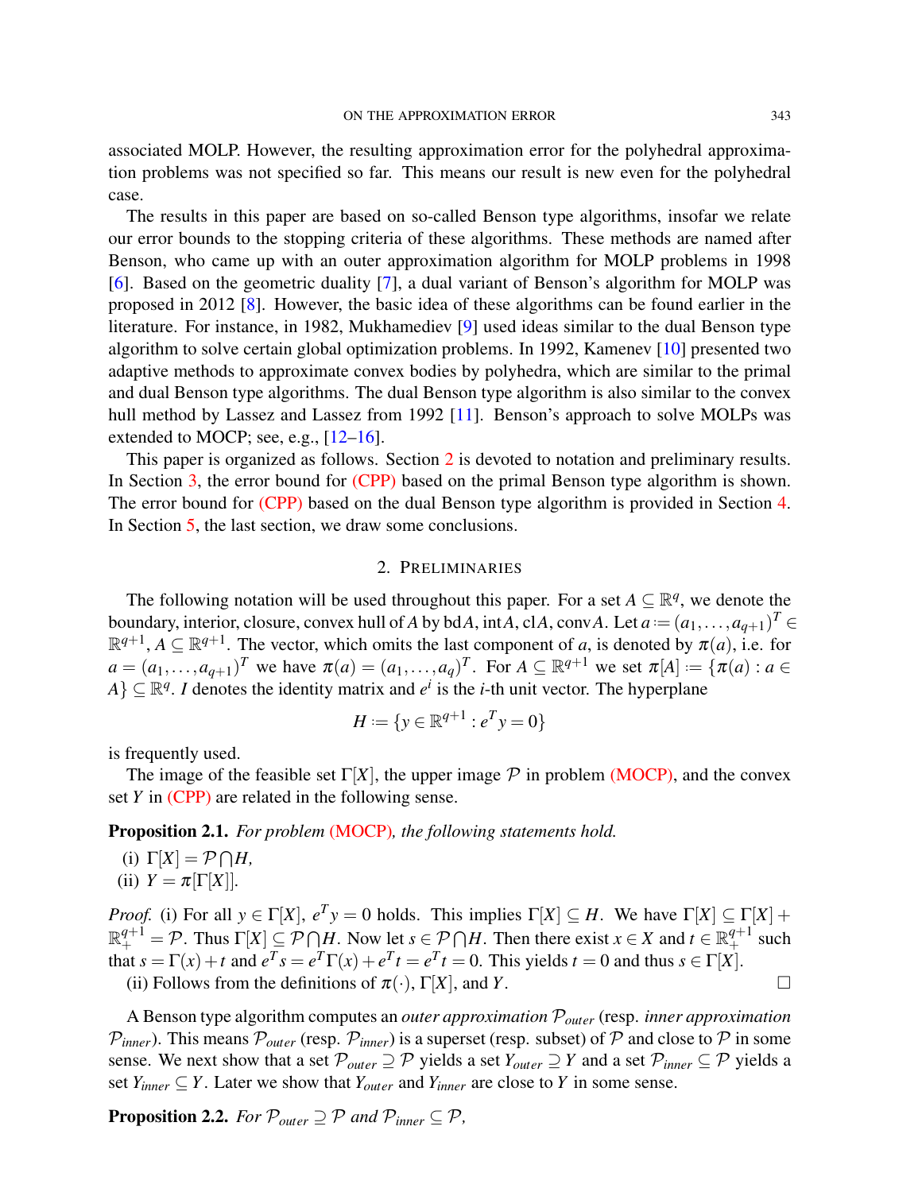associated MOLP. However, the resulting approximation error for the polyhedral approximation problems was not specified so far. This means our result is new even for the polyhedral case.

The results in this paper are based on so-called Benson type algorithms, insofar we relate our error bounds to the stopping criteria of these algorithms. These methods are named after Benson, who came up with an outer approximation algorithm for MOLP problems in 1998 [6]. Based on the geometric duality [7], a dual variant of Benson's algorithm for MOLP was proposed in 2012 [8]. However, the basic idea of these algorithms can be found earlier in the literature. For instance, in 1982, Mukhamediev [9] used ideas similar to the dual Benson type algorithm to solve certain global optimization problems. In 1992, Kamenev [10] presented two adaptive methods to approximate convex bodies by polyhedra, which are similar to the primal and dual Benson type algorithms. The dual Benson type algorithm is also similar to the convex hull method by Lassez and Lassez from 1992 [11]. Benson's approach to solve MOLPs was extended to MOCP; see, e.g., [12–16].

This paper is organized as follows. Section 2 is devoted to notation and preliminary results. In Section 3, the error bound for (CPP) based on the primal Benson type algorithm is shown. The error bound for (CPP) based on the dual Benson type algorithm is provided in Section 4. In Section 5, the last section, we draw some conclusions.

## 2. Preliminaries

The following notation will be used throughout this paper. For a set $A \subseteq \mathbb{R}^q$, we denote the boundary, interior, closure, convex hull of $A$ by $\operatorname{bd} A$, $\operatorname{int} A$, $\operatorname{cl} A$, $\operatorname{conv} A$. Let $a := (a_1, \ldots, a_{q+1})^T \in \mathbb{R}^{q+1}$, $A \subseteq \mathbb{R}^{q+1}$. The vector, which omits the last component of $a$, is denoted by $\pi(a)$, i.e. for $a = (a_1, \ldots, a_{q+1})^T$ we have $\pi(a) = (a_1, \ldots, a_q)^T$. For $A \subseteq \mathbb{R}^{q+1}$ we set $\pi[A] := \{\pi(a) : a \in A\} \subseteq \mathbb{R}^q$. $I$ denotes the identity matrix and $e^i$ is the $i$-th unit vector. The hyperplane

$$H := \{y \in \mathbb{R}^{q+1} : e^T y = 0\}$$

is frequently used.

The image of the feasible set $\Gamma[X]$, the upper image $\mathcal{P}$ in problem (MOCP), and the convex set $Y$ in (CPP) are related in the following sense.

**Proposition 2.1.** *For problem (MOCP), the following statements hold.*

(i) $\Gamma[X] = \mathcal{P} \bigcap H$,
(ii) $Y = \pi[\Gamma[X]]$.

*Proof.* (i) For all $y \in \Gamma[X]$, $e^T y = 0$ holds. This implies $\Gamma[X] \subseteq H$. We have $\Gamma[X] \subseteq \Gamma[X] + \mathbb{R}^{q+1}_+ = \mathcal{P}$. Thus $\Gamma[X] \subseteq \mathcal{P} \bigcap H$. Now let $s \in \mathcal{P} \bigcap H$. Then there exist $x \in X$ and $t \in \mathbb{R}^{q+1}_+$ such that $s = \Gamma(x) + t$ and $e^T s = e^T \Gamma(x) + e^T t = e^T t = 0$. This yields $t = 0$ and thus $s \in \Gamma[X]$.

(ii) Follows from the definitions of $\pi(\cdot)$, $\Gamma[X]$, and $Y$. $\square$

A Benson type algorithm computes an *outer approximation* $\mathcal{P}_{outer}$ (resp. *inner approximation* $\mathcal{P}_{inner}$). This means $\mathcal{P}_{outer}$ (resp. $\mathcal{P}_{inner}$) is a superset (resp. subset) of $\mathcal{P}$ and close to $\mathcal{P}$ in some sense. We next show that a set $\mathcal{P}_{outer} \supseteq \mathcal{P}$ yields a set $Y_{outer} \supseteq Y$ and a set $\mathcal{P}_{inner} \subseteq \mathcal{P}$ yields a set $Y_{inner} \subseteq Y$. Later we show that $Y_{outer}$ and $Y_{inner}$ are close to $Y$ in some sense.

**Proposition 2.2.** *For $\mathcal{P}_{outer} \supseteq \mathcal{P}$ and $\mathcal{P}_{inner} \subseteq \mathcal{P}$,*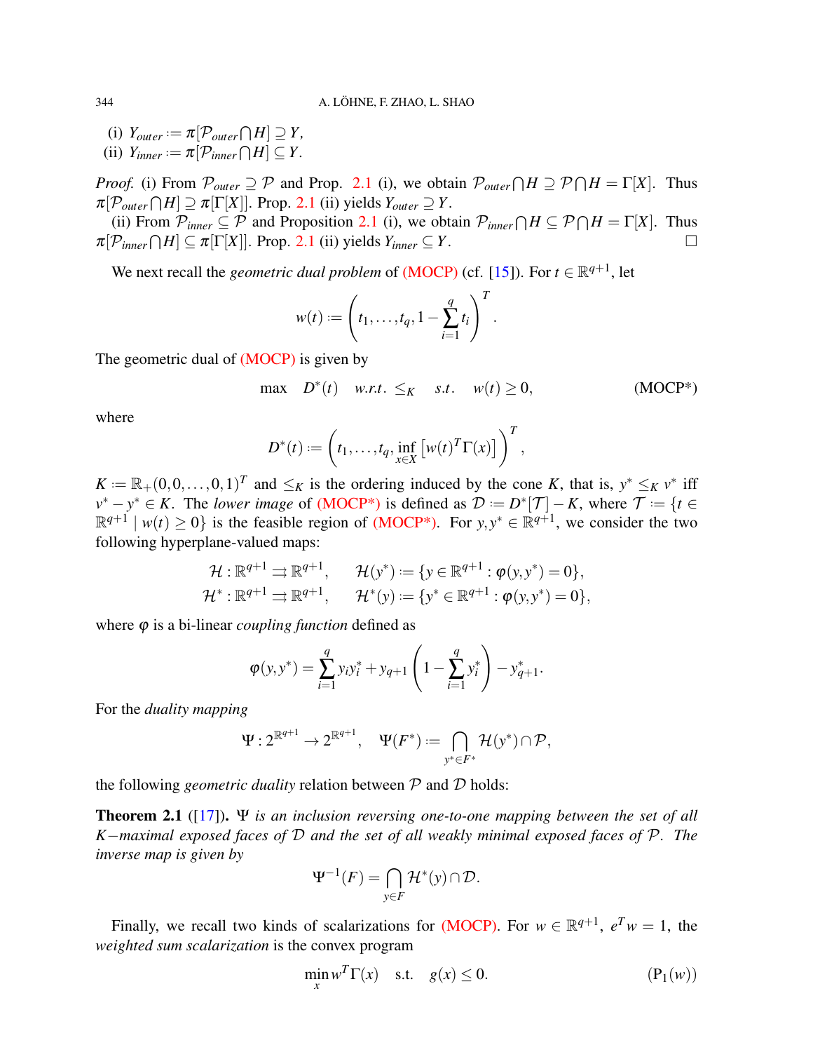(i) $Y_{outer} := \pi[\mathcal{P}_{outer} \bigcap H] \supseteq Y$,
(ii) $Y_{inner} := \pi[\mathcal{P}_{inner} \bigcap H] \subseteq Y$.

*Proof.* (i) From $\mathcal{P}_{outer} \supseteq \mathcal{P}$ and Prop. 2.1 (i), we obtain $\mathcal{P}_{outer} \bigcap H \supseteq \mathcal{P} \bigcap H = \Gamma[X]$. Thus $\pi[\mathcal{P}_{outer} \bigcap H] \supseteq \pi[\Gamma[X]]$. Prop. 2.1 (ii) yields $Y_{outer} \supseteq Y$.

(ii) From $\mathcal{P}_{inner} \subseteq \mathcal{P}$ and Proposition 2.1 (i), we obtain $\mathcal{P}_{inner} \bigcap H \subseteq \mathcal{P} \bigcap H = \Gamma[X]$. Thus $\pi[\mathcal{P}_{inner} \bigcap H] \subseteq \pi[\Gamma[X]]$. Prop. 2.1 (ii) yields $Y_{inner} \subseteq Y$. □

We next recall the *geometric dual problem* of (MOCP) (cf. [15]). For $t \in \mathbb{R}^{q+1}$, let

$$w(t) := \left(t_1, \ldots, t_q, 1 - \sum_{i=1}^{q} t_i\right)^T.$$

The geometric dual of (MOCP) is given by

$$\max \quad D^*(t) \quad w.r.t. \leq_K \quad s.t. \quad w(t) \geq 0, \tag{MOCP*}$$

where

$$D^*(t) := \left(t_1, \ldots, t_q, \inf_{x \in X} \left[w(t)^T \Gamma(x)\right]\right)^T,$$

$K := \mathbb{R}_+(0, 0, \ldots, 0, 1)^T$ and $\leq_K$ is the ordering induced by the cone $K$, that is, $y^* \leq_K v^*$ iff $v^* - y^* \in K$. The *lower image* of (MOCP*) is defined as $\mathcal{D} := D^*[\mathcal{T}] - K$, where $\mathcal{T} := \{t \in \mathbb{R}^{q+1} \mid w(t) \geq 0\}$ is the feasible region of (MOCP*). For $y, y^* \in \mathbb{R}^{q+1}$, we consider the two following hyperplane-valued maps:

$$\mathcal{H} : \mathbb{R}^{q+1} \rightrightarrows \mathbb{R}^{q+1}, \qquad \mathcal{H}(y^*) := \{y \in \mathbb{R}^{q+1} : \varphi(y, y^*) = 0\},$$
$$\mathcal{H}^* : \mathbb{R}^{q+1} \rightrightarrows \mathbb{R}^{q+1}, \qquad \mathcal{H}^*(y) := \{y^* \in \mathbb{R}^{q+1} : \varphi(y, y^*) = 0\},$$

where $\varphi$ is a bi-linear *coupling function* defined as

$$\varphi(y, y^*) = \sum_{i=1}^{q} y_i y_i^* + y_{q+1}\left(1 - \sum_{i=1}^{q} y_i^*\right) - y_{q+1}^*.$$

For the *duality mapping*

$$\Psi : 2^{\mathbb{R}^{q+1}} \to 2^{\mathbb{R}^{q+1}}, \quad \Psi(F^*) := \bigcap_{y^* \in F^*} \mathcal{H}(y^*) \cap \mathcal{P},$$

the following *geometric duality* relation between $\mathcal{P}$ and $\mathcal{D}$ holds:

**Theorem 2.1** ([17]). *$\Psi$ is an inclusion reversing one-to-one mapping between the set of all $K-$maximal exposed faces of $\mathcal{D}$ and the set of all weakly minimal exposed faces of $\mathcal{P}$. The inverse map is given by*

$$\Psi^{-1}(F) = \bigcap_{y \in F} \mathcal{H}^*(y) \cap \mathcal{D}.$$

Finally, we recall two kinds of scalarizations for (MOCP). For $w \in \mathbb{R}^{q+1}$, $e^T w = 1$, the *weighted sum scalarization* is the convex program

$$\min_x w^T \Gamma(x) \quad \text{s.t.} \quad g(x) \leq 0. \tag{P$_1(w)$}$$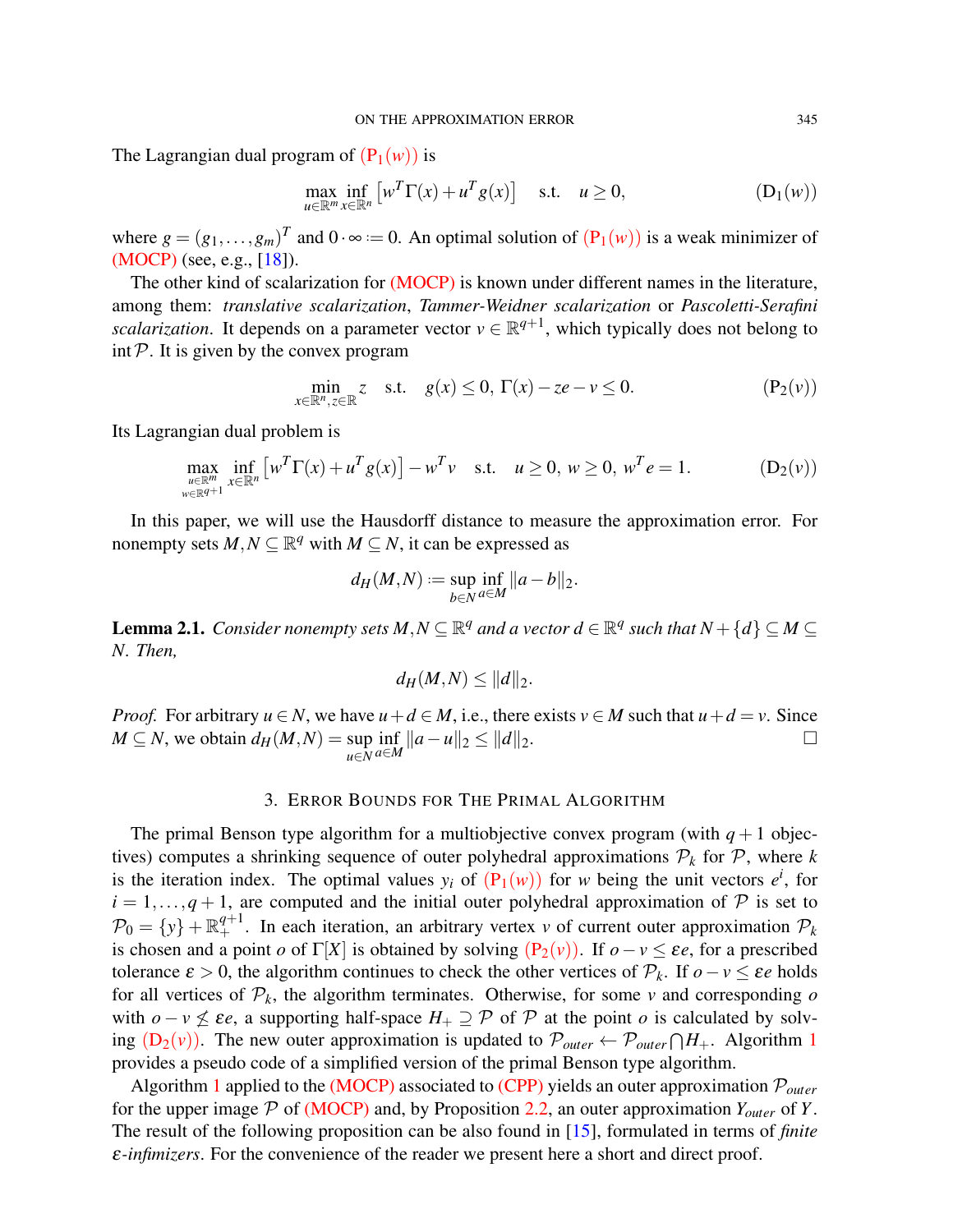The Lagrangian dual program of (P$_1(w)$) is

$$\max_{u \in \mathbb{R}^m} \inf_{x \in \mathbb{R}^n} \left[ w^T \Gamma(x) + u^T g(x) \right] \quad \text{s.t.} \quad u \geq 0, \tag{D$_1(w)$}$$

where $g = (g_1, \ldots, g_m)^T$ and $0 \cdot \infty := 0$. An optimal solution of (P$_1(w)$) is a weak minimizer of (MOCP) (see, e.g., [18]).

The other kind of scalarization for (MOCP) is known under different names in the literature, among them: *translative scalarization*, *Tammer-Weidner scalarization* or *Pascoletti-Serafini scalarization*. It depends on a parameter vector $v \in \mathbb{R}^{q+1}$, which typically does not belong to $\operatorname{int} \mathcal{P}$. It is given by the convex program

$$\min_{x \in \mathbb{R}^n, z \in \mathbb{R}} z \quad \text{s.t.} \quad g(x) \leq 0,\ \Gamma(x) - ze - v \leq 0. \tag{P$_2(v)$}$$

Its Lagrangian dual problem is

$$\max_{\substack{u \in \mathbb{R}^m \\ w \in \mathbb{R}^{q+1}}} \inf_{x \in \mathbb{R}^n} \left[ w^T \Gamma(x) + u^T g(x) \right] - w^T v \quad \text{s.t.} \quad u \geq 0,\ w \geq 0,\ w^T e = 1. \tag{D$_2(v)$}$$

In this paper, we will use the Hausdorff distance to measure the approximation error. For nonempty sets $M, N \subseteq \mathbb{R}^q$ with $M \subseteq N$, it can be expressed as

$$d_H(M,N) := \sup_{b \in N} \inf_{a \in M} \|a - b\|_2.$$

**Lemma 2.1.** *Consider nonempty sets $M, N \subseteq \mathbb{R}^q$ and a vector $d \in \mathbb{R}^q$ such that $N + \{d\} \subseteq M \subseteq N$. Then,*

$$d_H(M,N) \leq \|d\|_2.$$

*Proof.* For arbitrary $u \in N$, we have $u + d \in M$, i.e., there exists $v \in M$ such that $u + d = v$. Since $M \subseteq N$, we obtain $d_H(M,N) = \sup_{u \in N} \inf_{a \in M} \|a - u\|_2 \leq \|d\|_2$. □

## 3. Error Bounds for The Primal Algorithm

The primal Benson type algorithm for a multiobjective convex program (with $q+1$ objectives) computes a shrinking sequence of outer polyhedral approximations $\mathcal{P}_k$ for $\mathcal{P}$, where $k$ is the iteration index. The optimal values $y_i$ of (P$_1(w)$) for $w$ being the unit vectors $e^i$, for $i = 1, \ldots, q+1$, are computed and the initial outer polyhedral approximation of $\mathcal{P}$ is set to $\mathcal{P}_0 = \{y\} + \mathbb{R}^{q+1}_+$. In each iteration, an arbitrary vertex $v$ of current outer approximation $\mathcal{P}_k$ is chosen and a point $o$ of $\Gamma[X]$ is obtained by solving (P$_2(v)$). If $o - v \leq \varepsilon e$, for a prescribed tolerance $\varepsilon > 0$, the algorithm continues to check the other vertices of $\mathcal{P}_k$. If $o - v \leq \varepsilon e$ holds for all vertices of $\mathcal{P}_k$, the algorithm terminates. Otherwise, for some $v$ and corresponding $o$ with $o - v \not\leq \varepsilon e$, a supporting half-space $H_+ \supseteq \mathcal{P}$ of $\mathcal{P}$ at the point $o$ is calculated by solving (D$_2(v)$). The new outer approximation is updated to $\mathcal{P}_{outer} \leftarrow \mathcal{P}_{outer} \bigcap H_+$. Algorithm 1 provides a pseudo code of a simplified version of the primal Benson type algorithm.

Algorithm 1 applied to the (MOCP) associated to (CPP) yields an outer approximation $\mathcal{P}_{outer}$ for the upper image $\mathcal{P}$ of (MOCP) and, by Proposition 2.2, an outer approximation $Y_{outer}$ of $Y$. The result of the following proposition can be also found in [15], formulated in terms of *finite $\varepsilon$-infimizers*. For the convenience of the reader we present here a short and direct proof.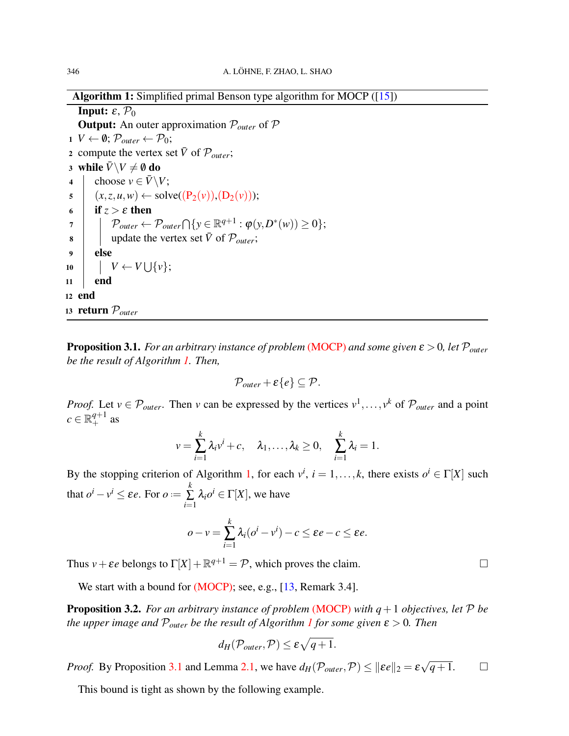**Algorithm 1:** Simplified primal Benson type algorithm for MOCP ([15])

```
   Input: ε, P_0
   Output: An outer approximation P_outer of P
 1 V ← ∅; P_outer ← P_0;
 2 compute the vertex set V̄ of P_outer;
 3 while V̄\V ≠ ∅ do
 4 |   choose v ∈ V̄\V;
 5 |   (x,z,u,w) ← solve((P_2(v)),(D_2(v)));
 6 |   if z > ε then
 7 |   |   P_outer ← P_outer ⋂ {y ∈ ℝ^{q+1} : φ(y, D*(w)) ≥ 0};
 8 |   |   update the vertex set V̄ of P_outer;
 9 |   else
10 |   |   V ← V ⋃ {v};
11 |   end
12 end
13 return P_outer
```

**Proposition 3.1.** *For an arbitrary instance of problem (MOCP) and some given $\varepsilon > 0$, let $\mathcal{P}_{outer}$ be the result of Algorithm 1. Then,*

$$\mathcal{P}_{outer} + \varepsilon\{e\} \subseteq \mathcal{P}.$$

*Proof.* Let $v \in \mathcal{P}_{outer}$. Then $v$ can be expressed by the vertices $v^1, \ldots, v^k$ of $\mathcal{P}_{outer}$ and a point $c \in \mathbb{R}^{q+1}_+$ as

$$v = \sum_{i=1}^{k} \lambda_i v^i + c, \quad \lambda_1, \ldots, \lambda_k \geq 0, \quad \sum_{i=1}^{k} \lambda_i = 1.$$

By the stopping criterion of Algorithm 1, for each $v^i$, $i = 1, \ldots, k$, there exists $o^i \in \Gamma[X]$ such that $o^i - v^i \leq \varepsilon e$. For $o := \sum_{i=1}^{k} \lambda_i o^i \in \Gamma[X]$, we have

$$o - v = \sum_{i=1}^{k} \lambda_i (o^i - v^i) - c \leq \varepsilon e - c \leq \varepsilon e.$$

Thus $v + \varepsilon e$ belongs to $\Gamma[X] + \mathbb{R}^{q+1} = \mathcal{P}$, which proves the claim. $\square$

We start with a bound for (MOCP); see, e.g., [13, Remark 3.4].

**Proposition 3.2.** *For an arbitrary instance of problem (MOCP) with $q+1$ objectives, let $\mathcal{P}$ be the upper image and $\mathcal{P}_{outer}$ be the result of Algorithm 1 for some given $\varepsilon > 0$. Then*

$$d_H(\mathcal{P}_{outer}, \mathcal{P}) \leq \varepsilon \sqrt{q+1}.$$

*Proof.* By Proposition 3.1 and Lemma 2.1, we have $d_H(\mathcal{P}_{outer}, \mathcal{P}) \leq \|\varepsilon e\|_2 = \varepsilon \sqrt{q+1}$. $\square$

This bound is tight as shown by the following example.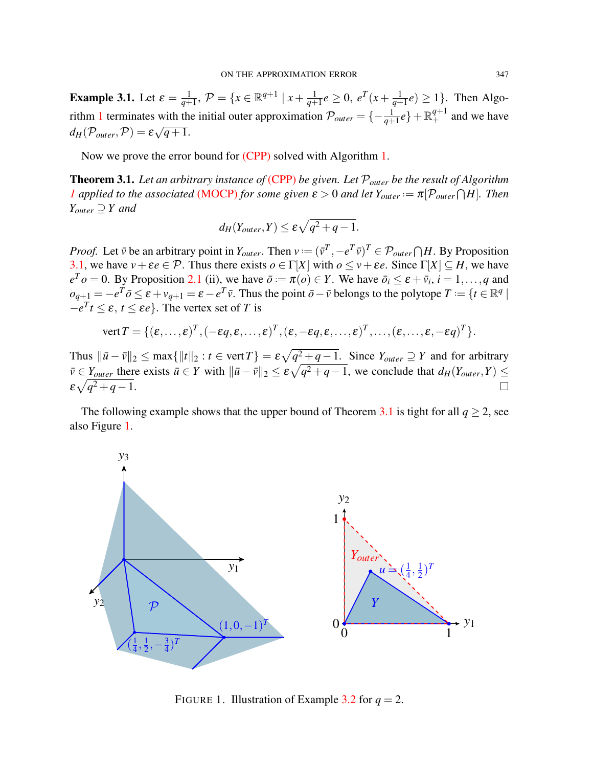**Example 3.1.** Let $\varepsilon = \frac{1}{q+1}$, $\mathcal{P} = \{x \in \mathbb{R}^{q+1} \mid x + \frac{1}{q+1}e \geq 0,\ e^T(x + \frac{1}{q+1}e) \geq 1\}$. Then Algorithm 1 terminates with the initial outer approximation $\mathcal{P}_{outer} = \{-\frac{1}{q+1}e\} + \mathbb{R}^{q+1}_+$ and we have $d_H(\mathcal{P}_{outer}, \mathcal{P}) = \varepsilon\sqrt{q+1}$.

Now we prove the error bound for (CPP) solved with Algorithm 1.

**Theorem 3.1.** *Let an arbitrary instance of (CPP) be given. Let $\mathcal{P}_{outer}$ be the result of Algorithm 1 applied to the associated (MOCP) for some given $\varepsilon > 0$ and let $Y_{outer} := \pi[\mathcal{P}_{outer} \bigcap H]$. Then $Y_{outer} \supseteq Y$ and*

$$d_H(Y_{outer}, Y) \leq \varepsilon\sqrt{q^2 + q - 1}.$$

*Proof.* Let $\bar{v}$ be an arbitrary point in $Y_{outer}$. Then $v := (\bar{v}^T, -e^T\bar{v})^T \in \mathcal{P}_{outer} \bigcap H$. By Proposition 3.1, we have $v + \varepsilon e \in \mathcal{P}$. Thus there exists $o \in \Gamma[X]$ with $o \leq v + \varepsilon e$. Since $\Gamma[X] \subseteq H$, we have $e^T o = 0$. By Proposition 2.1 (ii), we have $\bar{o} := \pi(o) \in Y$. We have $\bar{o}_i \leq \varepsilon + \bar{v}_i$, $i = 1, \dots, q$ and $o_{q+1} = -e^T\bar{o} \leq \varepsilon + v_{q+1} = \varepsilon - e^T\bar{v}$. Thus the point $\bar{o} - \bar{v}$ belongs to the polytope $T := \{t \in \mathbb{R}^q \mid -e^T t \leq \varepsilon,\ t \leq \varepsilon e\}$. The vertex set of $T$ is

$$\operatorname{vert} T = \{(\varepsilon, \dots, \varepsilon)^T, (-\varepsilon q, \varepsilon, \dots, \varepsilon)^T, (\varepsilon, -\varepsilon q, \varepsilon, \dots, \varepsilon)^T, \dots, (\varepsilon, \dots, \varepsilon, -\varepsilon q)^T\}.$$

Thus $\|\bar{u} - \bar{v}\|_2 \leq \max\{\|t\|_2 : t \in \operatorname{vert} T\} = \varepsilon\sqrt{q^2 + q - 1}$. Since $Y_{outer} \supseteq Y$ and for arbitrary $\bar{v} \in Y_{outer}$ there exists $\bar{u} \in Y$ with $\|\bar{u} - \bar{v}\|_2 \leq \varepsilon\sqrt{q^2 + q - 1}$, we conclude that $d_H(Y_{outer}, Y) \leq \varepsilon\sqrt{q^2 + q - 1}$. $\square$

The following example shows that the upper bound of Theorem 3.1 is tight for all $q \geq 2$, see also Figure 1.

FIGURE 1. Illustration of Example 3.2 for $q = 2$.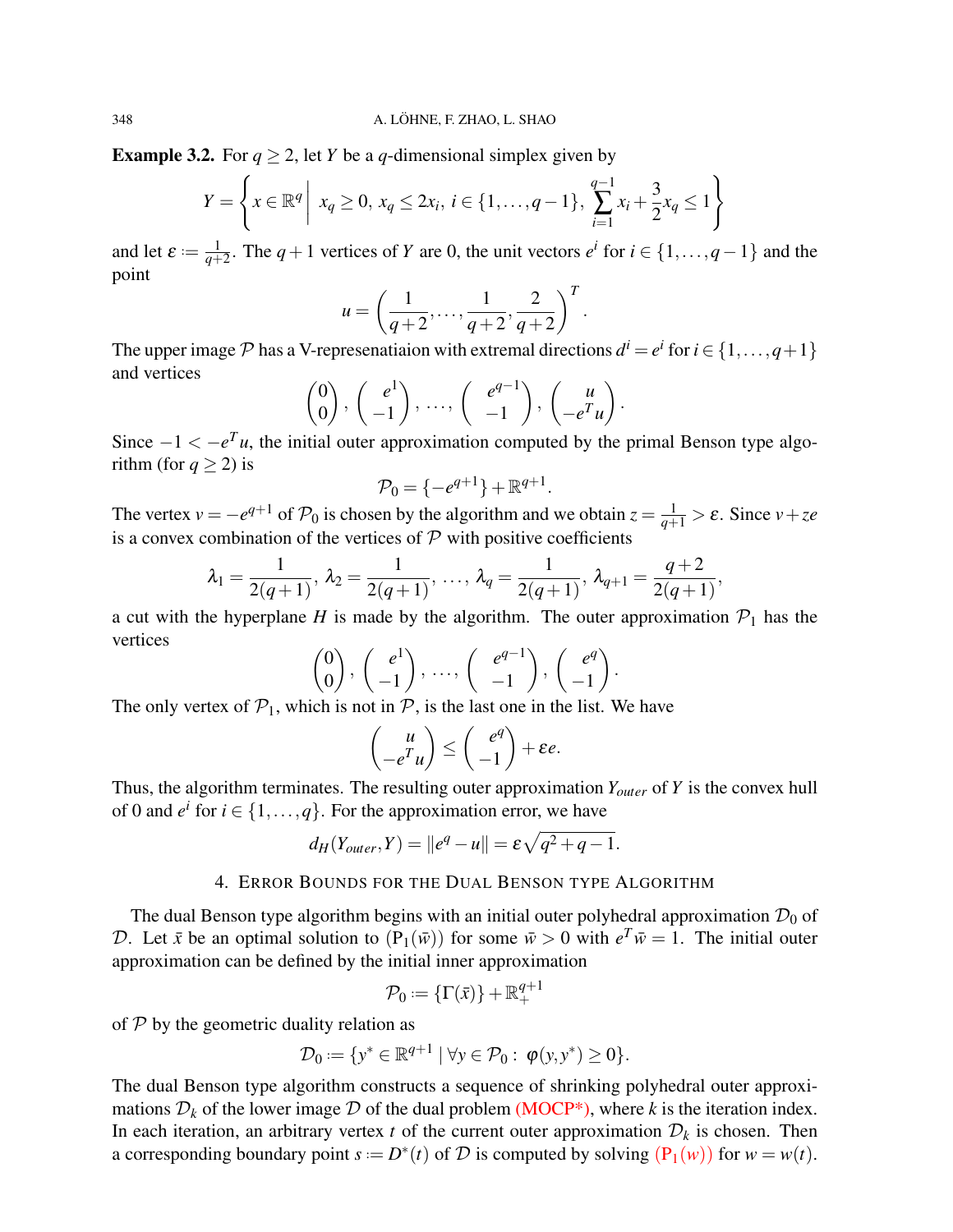**Example 3.2.** For $q \geq 2$, let $Y$ be a $q$-dimensional simplex given by

$$Y = \left\{ x \in \mathbb{R}^q \;\middle|\; x_q \geq 0,\, x_q \leq 2x_i,\, i \in \{1,\dots,q-1\},\, \sum_{i=1}^{q-1} x_i + \frac{3}{2} x_q \leq 1 \right\}$$

and let $\varepsilon := \frac{1}{q+2}$. The $q+1$ vertices of $Y$ are $0$, the unit vectors $e^i$ for $i \in \{1,\dots,q-1\}$ and the point

$$u = \left( \frac{1}{q+2}, \dots, \frac{1}{q+2}, \frac{2}{q+2} \right)^T.$$

The upper image $\mathcal{P}$ has a V-represenatiaion with extremal directions $d^i = e^i$ for $i \in \{1,\dots,q+1\}$ and vertices

$$\begin{pmatrix} 0 \\ 0 \end{pmatrix}, \begin{pmatrix} e^1 \\ -1 \end{pmatrix}, \dots, \begin{pmatrix} e^{q-1} \\ -1 \end{pmatrix}, \begin{pmatrix} u \\ -e^T u \end{pmatrix}.$$

Since $-1 < -e^T u$, the initial outer approximation computed by the primal Benson type algorithm (for $q \geq 2$) is

$$\mathcal{P}_0 = \{-e^{q+1}\} + \mathbb{R}^{q+1}.$$

The vertex $v = -e^{q+1}$ of $\mathcal{P}_0$ is chosen by the algorithm and we obtain $z = \frac{1}{q+1} > \varepsilon$. Since $v + ze$ is a convex combination of the vertices of $\mathcal{P}$ with positive coefficients

$$\lambda_1 = \frac{1}{2(q+1)},\; \lambda_2 = \frac{1}{2(q+1)},\; \dots,\; \lambda_q = \frac{1}{2(q+1)},\; \lambda_{q+1} = \frac{q+2}{2(q+1)},$$

a cut with the hyperplane $H$ is made by the algorithm. The outer approximation $\mathcal{P}_1$ has the vertices

$$\begin{pmatrix} 0 \\ 0 \end{pmatrix}, \begin{pmatrix} e^1 \\ -1 \end{pmatrix}, \dots, \begin{pmatrix} e^{q-1} \\ -1 \end{pmatrix}, \begin{pmatrix} e^q \\ -1 \end{pmatrix}.$$

The only vertex of $\mathcal{P}_1$, which is not in $\mathcal{P}$, is the last one in the list. We have

$$\begin{pmatrix} u \\ -e^T u \end{pmatrix} \leq \begin{pmatrix} e^q \\ -1 \end{pmatrix} + \varepsilon e.$$

Thus, the algorithm terminates. The resulting outer approximation $Y_{outer}$ of $Y$ is the convex hull of $0$ and $e^i$ for $i \in \{1,\dots,q\}$. For the approximation error, we have

$$d_H(Y_{outer}, Y) = \|e^q - u\| = \varepsilon \sqrt{q^2 + q - 1}.$$

## 4. Error Bounds for the Dual Benson Type Algorithm

The dual Benson type algorithm begins with an initial outer polyhedral approximation $\mathcal{D}_0$ of $\mathcal{D}$. Let $\bar{x}$ be an optimal solution to $(\mathrm{P}_1(\bar{w}))$ for some $\bar{w} > 0$ with $e^T \bar{w} = 1$. The initial outer approximation can be defined by the initial inner approximation

$$\mathcal{P}_0 := \{\Gamma(\bar{x})\} + \mathbb{R}^{q+1}_+$$

of $\mathcal{P}$ by the geometric duality relation as

$$\mathcal{D}_0 := \{y^* \in \mathbb{R}^{q+1} \mid \forall y \in \mathcal{P}_0 : \; \varphi(y, y^*) \geq 0\}.$$

The dual Benson type algorithm constructs a sequence of shrinking polyhedral outer approximations $\mathcal{D}_k$ of the lower image $\mathcal{D}$ of the dual problem (MOCP*), where $k$ is the iteration index. In each iteration, an arbitrary vertex $t$ of the current outer approximation $\mathcal{D}_k$ is chosen. Then a corresponding boundary point $s := D^*(t)$ of $\mathcal{D}$ is computed by solving $(\mathrm{P}_1(w))$ for $w = w(t)$.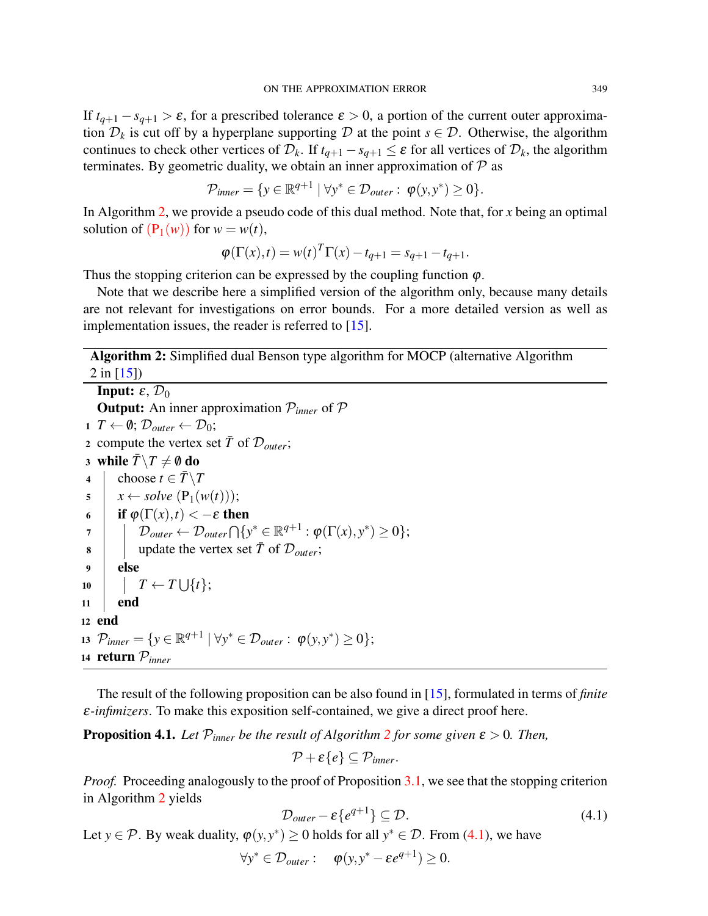If $t_{q+1} - s_{q+1} > \varepsilon$, for a prescribed tolerance $\varepsilon > 0$, a portion of the current outer approximation $\mathcal{D}_k$ is cut off by a hyperplane supporting $\mathcal{D}$ at the point $s \in \mathcal{D}$. Otherwise, the algorithm continues to check other vertices of $\mathcal{D}_k$. If $t_{q+1} - s_{q+1} \leq \varepsilon$ for all vertices of $\mathcal{D}_k$, the algorithm terminates. By geometric duality, we obtain an inner approximation of $\mathcal{P}$ as

$$\mathcal{P}_{inner} = \{y \in \mathbb{R}^{q+1} \mid \forall y^* \in \mathcal{D}_{outer} : \ \varphi(y, y^*) \geq 0\}.$$

In Algorithm 2, we provide a pseudo code of this dual method. Note that, for $x$ being an optimal solution of $(\text{P}_1(w))$ for $w = w(t)$,

$$\varphi(\Gamma(x), t) = w(t)^T \Gamma(x) - t_{q+1} = s_{q+1} - t_{q+1}.$$

Thus the stopping criterion can be expressed by the coupling function $\varphi$.

Note that we describe here a simplified version of the algorithm only, because many details are not relevant for investigations on error bounds. For a more detailed version as well as implementation issues, the reader is referred to [15].

**Algorithm 2:** Simplified dual Benson type algorithm for MOCP (alternative Algorithm 2 in [15])

**Input:** $\varepsilon$, $\mathcal{D}_0$
**Output:** An inner approximation $\mathcal{P}_{inner}$ of $\mathcal{P}$

```
1  T ← ∅; D_outer ← D_0;
2  compute the vertex set T̄ of D_outer;
3  while T̄ \ T ≠ ∅ do
4  |   choose t ∈ T̄ \ T
5  |   x ← solve (P_1(w(t)));
6  |   if φ(Γ(x), t) < −ε then
7  |   |   D_outer ← D_outer ∩ {y* ∈ R^{q+1} : φ(Γ(x), y*) ≥ 0};
8  |   |   update the vertex set T̄ of D_outer;
9  |   else
10 |   |   T ← T ∪ {t};
11 |   end
12 end
13 P_inner = {y ∈ R^{q+1} | ∀y* ∈ D_outer : φ(y, y*) ≥ 0};
14 return P_inner
```

The result of the following proposition can be also found in [15], formulated in terms of *finite $\varepsilon$-infimizers*. To make this exposition self-contained, we give a direct proof here.

**Proposition 4.1.** *Let $\mathcal{P}_{inner}$ be the result of Algorithm 2 for some given $\varepsilon > 0$. Then,*

$$\mathcal{P} + \varepsilon\{e\} \subseteq \mathcal{P}_{inner}.$$

*Proof.* Proceeding analogously to the proof of Proposition 3.1, we see that the stopping criterion in Algorithm 2 yields

$$\mathcal{D}_{outer} - \varepsilon\{e^{q+1}\} \subseteq \mathcal{D}. \tag{4.1}$$

Let $y \in \mathcal{P}$. By weak duality, $\varphi(y, y^*) \geq 0$ holds for all $y^* \in \mathcal{D}$. From (4.1), we have

$$\forall y^* \in \mathcal{D}_{outer} : \quad \varphi(y, y^* - \varepsilon e^{q+1}) \geq 0.$$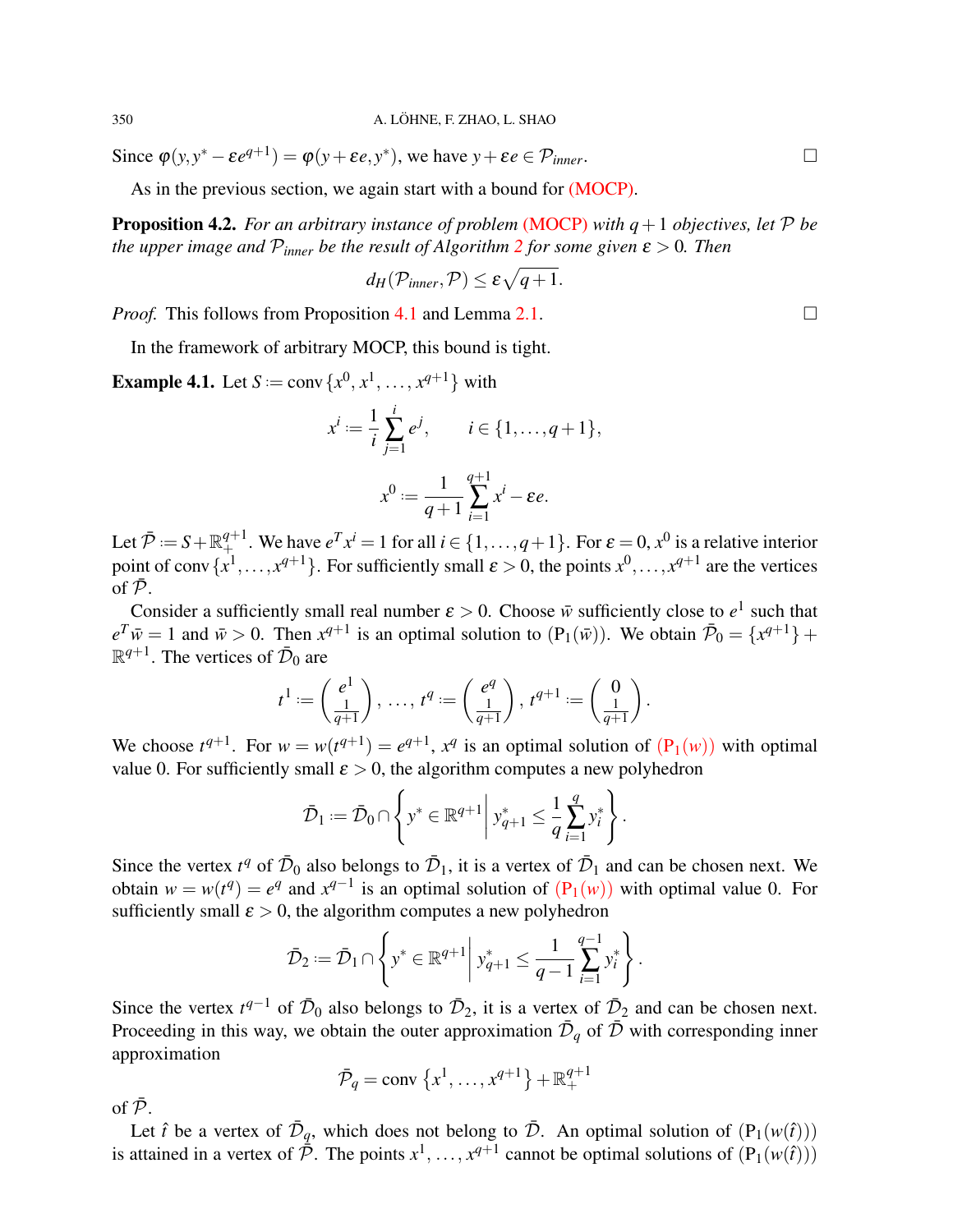Since $\varphi(y, y^* - \varepsilon e^{q+1}) = \varphi(y + \varepsilon e, y^*)$, we have $y + \varepsilon e \in \mathcal{P}_{inner}$. $\square$

As in the previous section, we again start with a bound for (MOCP).

**Proposition 4.2.** *For an arbitrary instance of problem (MOCP) with $q+1$ objectives, let $\mathcal{P}$ be the upper image and $\mathcal{P}_{inner}$ be the result of Algorithm 2 for some given $\varepsilon > 0$. Then*

$$d_H(\mathcal{P}_{inner}, \mathcal{P}) \leq \varepsilon \sqrt{q+1}.$$

*Proof.* This follows from Proposition 4.1 and Lemma 2.1. $\square$

In the framework of arbitrary MOCP, this bound is tight.

**Example 4.1.** Let $S \coloneqq \operatorname{conv}\{x^0, x^1, \ldots, x^{q+1}\}$ with

$$x^i \coloneqq \frac{1}{i} \sum_{j=1}^{i} e^j, \qquad i \in \{1, \ldots, q+1\},$$

$$x^0 \coloneqq \frac{1}{q+1} \sum_{i=1}^{q+1} x^i - \varepsilon e.$$

Let $\bar{\mathcal{P}} \coloneqq S + \mathbb{R}^{q+1}_+$. We have $e^T x^i = 1$ for all $i \in \{1, \ldots, q+1\}$. For $\varepsilon = 0$, $x^0$ is a relative interior point of $\operatorname{conv}\{x^1, \ldots, x^{q+1}\}$. For sufficiently small $\varepsilon > 0$, the points $x^0, \ldots, x^{q+1}$ are the vertices of $\bar{\mathcal{P}}$.

Consider a sufficiently small real number $\varepsilon > 0$. Choose $\bar{w}$ sufficiently close to $e^1$ such that $e^T \bar{w} = 1$ and $\bar{w} > 0$. Then $x^{q+1}$ is an optimal solution to $(\mathrm{P}_1(\bar{w}))$. We obtain $\bar{\mathcal{P}}_0 = \{x^{q+1}\} + \mathbb{R}^{q+1}$. The vertices of $\bar{\mathcal{D}}_0$ are

$$t^1 \coloneqq \begin{pmatrix} e^1 \\ \frac{1}{q+1} \end{pmatrix}, \ \ldots, \ t^q \coloneqq \begin{pmatrix} e^q \\ \frac{1}{q+1} \end{pmatrix}, \ t^{q+1} \coloneqq \begin{pmatrix} 0 \\ \frac{1}{q+1} \end{pmatrix}.$$

We choose $t^{q+1}$. For $w = w(t^{q+1}) = e^{q+1}$, $x^q$ is an optimal solution of $(\mathrm{P}_1(w))$ with optimal value 0. For sufficiently small $\varepsilon > 0$, the algorithm computes a new polyhedron

$$\bar{\mathcal{D}}_1 \coloneqq \bar{\mathcal{D}}_0 \cap \left\{ y^* \in \mathbb{R}^{q+1} \;\middle|\; y^*_{q+1} \leq \frac{1}{q} \sum_{i=1}^{q} y^*_i \right\}.$$

Since the vertex $t^q$ of $\bar{\mathcal{D}}_0$ also belongs to $\bar{\mathcal{D}}_1$, it is a vertex of $\bar{\mathcal{D}}_1$ and can be chosen next. We obtain $w = w(t^q) = e^q$ and $x^{q-1}$ is an optimal solution of $(\mathrm{P}_1(w))$ with optimal value 0. For sufficiently small $\varepsilon > 0$, the algorithm computes a new polyhedron

$$\bar{\mathcal{D}}_2 \coloneqq \bar{\mathcal{D}}_1 \cap \left\{ y^* \in \mathbb{R}^{q+1} \;\middle|\; y^*_{q+1} \leq \frac{1}{q-1} \sum_{i=1}^{q-1} y^*_i \right\}.$$

Since the vertex $t^{q-1}$ of $\bar{\mathcal{D}}_0$ also belongs to $\bar{\mathcal{D}}_2$, it is a vertex of $\bar{\mathcal{D}}_2$ and can be chosen next. Proceeding in this way, we obtain the outer approximation $\bar{\mathcal{D}}_q$ of $\bar{\mathcal{D}}$ with corresponding inner approximation

$$\bar{\mathcal{P}}_q = \operatorname{conv}\left\{x^1, \ldots, x^{q+1}\right\} + \mathbb{R}^{q+1}_+$$

of $\bar{\mathcal{P}}$.

Let $\hat{t}$ be a vertex of $\bar{\mathcal{D}}_q$, which does not belong to $\bar{\mathcal{D}}$. An optimal solution of $(\mathrm{P}_1(w(\hat{t})))$ is attained in a vertex of $\bar{\mathcal{P}}$. The points $x^1, \ldots, x^{q+1}$ cannot be optimal solutions of $(\mathrm{P}_1(w(\hat{t})))$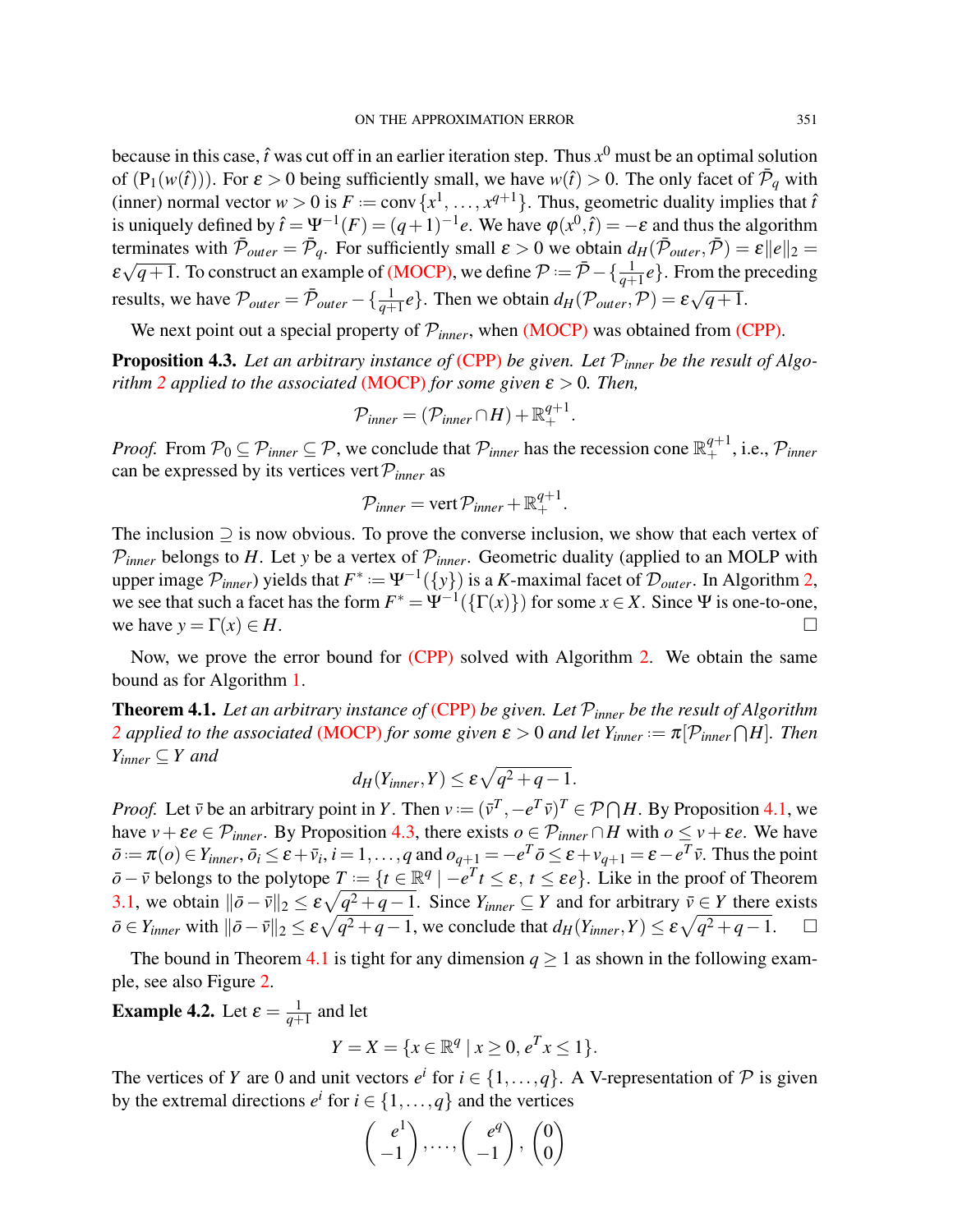because in this case, $\hat{t}$ was cut off in an earlier iteration step. Thus $x^0$ must be an optimal solution of $(\mathrm{P}_1(w(\hat{t})))$. For $\varepsilon > 0$ being sufficiently small, we have $w(\hat{t}) > 0$. The only facet of $\bar{\mathcal{P}}_q$ with (inner) normal vector $w > 0$ is $F := \operatorname{conv}\{x^1, \dots, x^{q+1}\}$. Thus, geometric duality implies that $\hat{t}$ is uniquely defined by $\hat{t} = \Psi^{-1}(F) = (q+1)^{-1}e$. We have $\varphi(x^0, \hat{t}) = -\varepsilon$ and thus the algorithm terminates with $\bar{\mathcal{P}}_{outer} = \bar{\mathcal{P}}_q$. For sufficiently small $\varepsilon > 0$ we obtain $d_H(\bar{\mathcal{P}}_{outer}, \bar{\mathcal{P}}) = \varepsilon \|e\|_2 = \varepsilon\sqrt{q+1}$. To construct an example of (MOCP), we define $\mathcal{P} := \bar{\mathcal{P}} - \{\frac{1}{q+1}e\}$. From the preceding results, we have $\mathcal{P}_{outer} = \bar{\mathcal{P}}_{outer} - \{\frac{1}{q+1}e\}$. Then we obtain $d_H(\mathcal{P}_{outer}, \mathcal{P}) = \varepsilon\sqrt{q+1}$.

We next point out a special property of $\mathcal{P}_{inner}$, when (MOCP) was obtained from (CPP).

**Proposition 4.3.** *Let an arbitrary instance of (CPP) be given. Let $\mathcal{P}_{inner}$ be the result of Algorithm 2 applied to the associated (MOCP) for some given $\varepsilon > 0$. Then,*

$$\mathcal{P}_{inner} = (\mathcal{P}_{inner} \cap H) + \mathbb{R}^{q+1}_+ .$$

*Proof.* From $\mathcal{P}_0 \subseteq \mathcal{P}_{inner} \subseteq \mathcal{P}$, we conclude that $\mathcal{P}_{inner}$ has the recession cone $\mathbb{R}^{q+1}_+$, i.e., $\mathcal{P}_{inner}$ can be expressed by its vertices $\operatorname{vert}\mathcal{P}_{inner}$ as

$$\mathcal{P}_{inner} = \operatorname{vert}\mathcal{P}_{inner} + \mathbb{R}^{q+1}_+ .$$

The inclusion $\supseteq$ is now obvious. To prove the converse inclusion, we show that each vertex of $\mathcal{P}_{inner}$ belongs to $H$. Let $y$ be a vertex of $\mathcal{P}_{inner}$. Geometric duality (applied to an MOLP with upper image $\mathcal{P}_{inner}$) yields that $F^* := \Psi^{-1}(\{y\})$ is a $K$-maximal facet of $\mathcal{D}_{outer}$. In Algorithm 2, we see that such a facet has the form $F^* = \Psi^{-1}(\{\Gamma(x)\})$ for some $x \in X$. Since $\Psi$ is one-to-one, we have $y = \Gamma(x) \in H$. □

Now, we prove the error bound for (CPP) solved with Algorithm 2. We obtain the same bound as for Algorithm 1.

**Theorem 4.1.** *Let an arbitrary instance of (CPP) be given. Let $\mathcal{P}_{inner}$ be the result of Algorithm 2 applied to the associated (MOCP) for some given $\varepsilon > 0$ and let $Y_{inner} := \pi[\mathcal{P}_{inner} \bigcap H]$. Then $Y_{inner} \subseteq Y$ and*

$$d_H(Y_{inner}, Y) \leq \varepsilon\sqrt{q^2+q-1}.$$

*Proof.* Let $\bar{v}$ be an arbitrary point in $Y$. Then $v := (\bar{v}^T, -e^T\bar{v})^T \in \mathcal{P} \bigcap H$. By Proposition 4.1, we have $v + \varepsilon e \in \mathcal{P}_{inner}$. By Proposition 4.3, there exists $o \in \mathcal{P}_{inner} \cap H$ with $o \leq v + \varepsilon e$. We have $\bar{o} := \pi(o) \in Y_{inner}$, $\bar{o}_i \leq \varepsilon + \bar{v}_i$, $i = 1, \dots, q$ and $o_{q+1} = -e^T\bar{o} \leq \varepsilon + v_{q+1} = \varepsilon - e^T\bar{v}$. Thus the point $\bar{o} - \bar{v}$ belongs to the polytope $T := \{t \in \mathbb{R}^q \mid -e^T t \leq \varepsilon,\ t \leq \varepsilon e\}$. Like in the proof of Theorem 3.1, we obtain $\|\bar{o} - \bar{v}\|_2 \leq \varepsilon\sqrt{q^2+q-1}$. Since $Y_{inner} \subseteq Y$ and for arbitrary $\bar{v} \in Y$ there exists $\bar{o} \in Y_{inner}$ with $\|\bar{o} - \bar{v}\|_2 \leq \varepsilon\sqrt{q^2+q-1}$, we conclude that $d_H(Y_{inner}, Y) \leq \varepsilon\sqrt{q^2+q-1}$. □

The bound in Theorem 4.1 is tight for any dimension $q \geq 1$ as shown in the following example, see also Figure 2.

**Example 4.2.** Let $\varepsilon = \frac{1}{q+1}$ and let

$$Y = X = \{x \in \mathbb{R}^q \mid x \geq 0, e^T x \leq 1\}.$$

The vertices of $Y$ are 0 and unit vectors $e^i$ for $i \in \{1, \dots, q\}$. A V-representation of $\mathcal{P}$ is given by the extremal directions $e^i$ for $i \in \{1, \dots, q\}$ and the vertices

$$\begin{pmatrix} e^1 \\ -1 \end{pmatrix}, \dots, \begin{pmatrix} e^q \\ -1 \end{pmatrix}, \begin{pmatrix} 0 \\ 0 \end{pmatrix}$$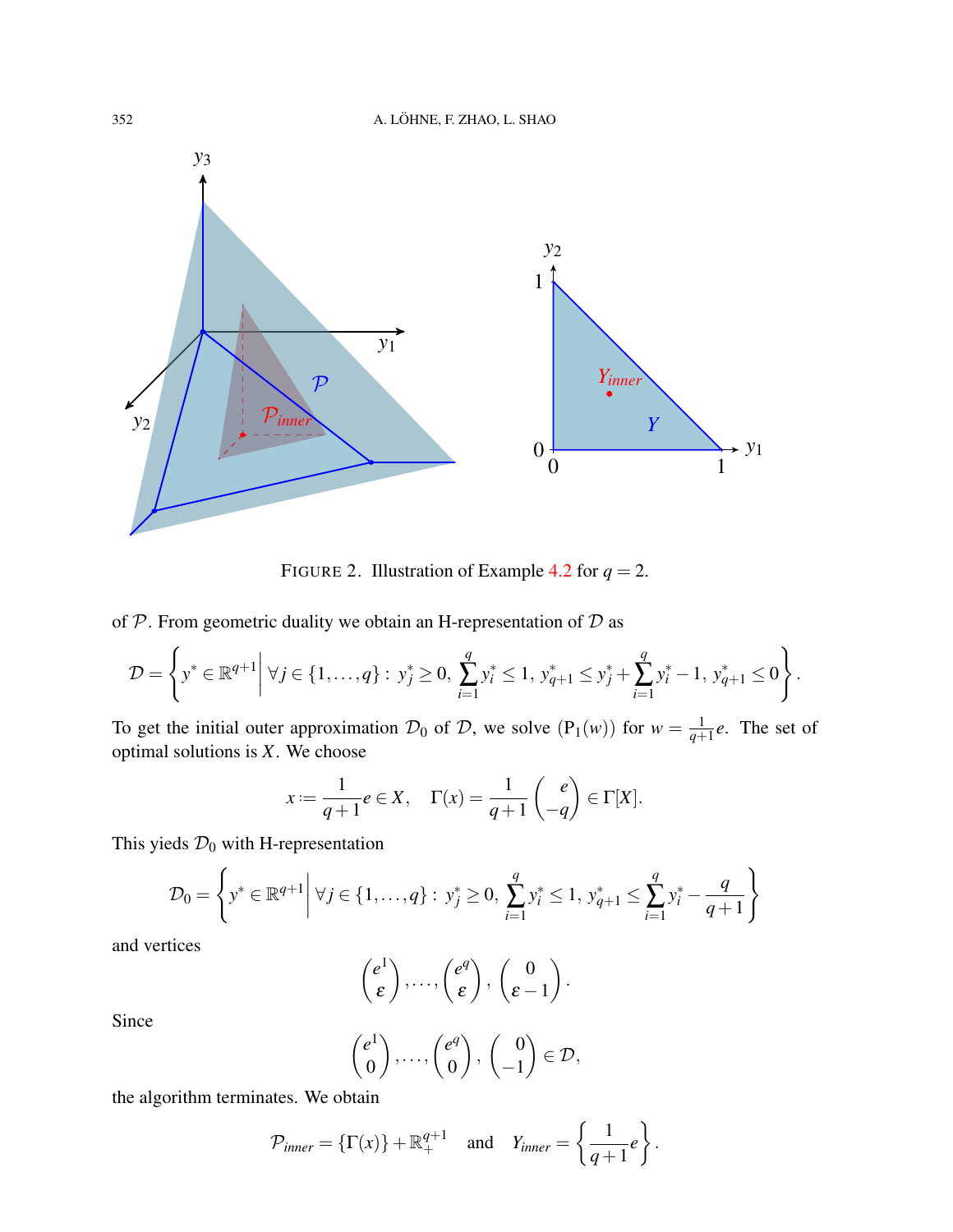FIGURE 2. Illustration of Example 4.2 for $q = 2$.

of $\mathcal{P}$. From geometric duality we obtain an H-representation of $\mathcal{D}$ as

$$\mathcal{D} = \left\{ y^* \in \mathbb{R}^{q+1} \,\middle|\, \forall j \in \{1,\dots,q\} : \, y_j^* \geq 0, \, \sum_{i=1}^{q} y_i^* \leq 1, \, y_{q+1}^* \leq y_j^* + \sum_{i=1}^{q} y_i^* - 1, \, y_{q+1}^* \leq 0 \right\}.$$

To get the initial outer approximation $\mathcal{D}_0$ of $\mathcal{D}$, we solve $(\mathrm{P}_1(w))$ for $w = \frac{1}{q+1}e$. The set of optimal solutions is $X$. We choose

$$x := \frac{1}{q+1}e \in X, \quad \Gamma(x) = \frac{1}{q+1}\begin{pmatrix} e \\ -q \end{pmatrix} \in \Gamma[X].$$

This yieds $\mathcal{D}_0$ with H-representation

$$\mathcal{D}_0 = \left\{ y^* \in \mathbb{R}^{q+1} \,\middle|\, \forall j \in \{1,\dots,q\} : \, y_j^* \geq 0, \, \sum_{i=1}^{q} y_i^* \leq 1, \, y_{q+1}^* \leq \sum_{i=1}^{q} y_i^* - \frac{q}{q+1} \right\}$$

and vertices

$$\begin{pmatrix} e^1 \\ \varepsilon \end{pmatrix}, \dots, \begin{pmatrix} e^q \\ \varepsilon \end{pmatrix}, \begin{pmatrix} 0 \\ \varepsilon - 1 \end{pmatrix}.$$

Since

$$\begin{pmatrix} e^1 \\ 0 \end{pmatrix}, \dots, \begin{pmatrix} e^q \\ 0 \end{pmatrix}, \begin{pmatrix} 0 \\ -1 \end{pmatrix} \in \mathcal{D},$$

the algorithm terminates. We obtain

$$\mathcal{P}_{inner} = \{\Gamma(x)\} + \mathbb{R}^{q+1}_+ \quad \text{and} \quad Y_{inner} = \left\{ \frac{1}{q+1}e \right\}.$$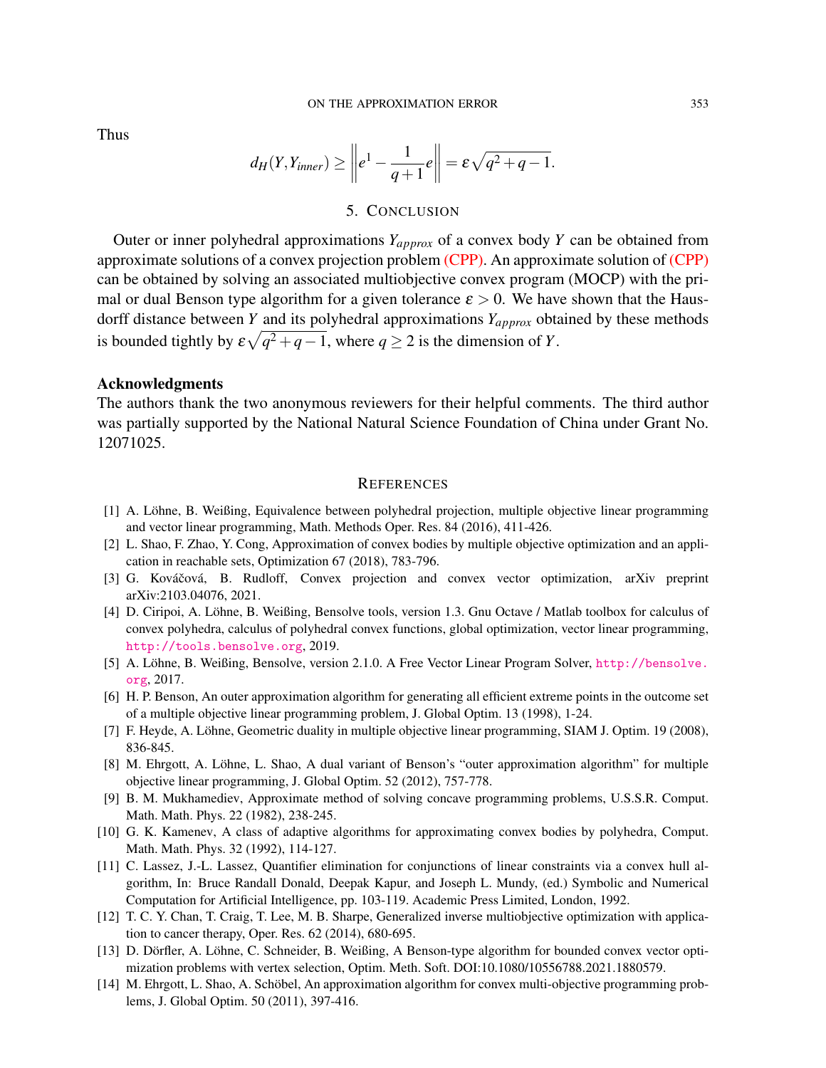Thus

$$d_H(Y, Y_{inner}) \geq \left\| e^1 - \frac{1}{q+1} e \right\| = \varepsilon \sqrt{q^2 + q - 1}.$$

## 5. Conclusion

Outer or inner polyhedral approximations $Y_{approx}$ of a convex body $Y$ can be obtained from approximate solutions of a convex projection problem (CPP). An approximate solution of (CPP) can be obtained by solving an associated multiobjective convex program (MOCP) with the primal or dual Benson type algorithm for a given tolerance $\varepsilon > 0$. We have shown that the Hausdorff distance between $Y$ and its polyhedral approximations $Y_{approx}$ obtained by these methods is bounded tightly by $\varepsilon\sqrt{q^2 + q - 1}$, where $q \geq 2$ is the dimension of $Y$.

**Acknowledgments**

The authors thank the two anonymous reviewers for their helpful comments. The third author was partially supported by the National Natural Science Foundation of China under Grant No. 12071025.

## References

[1] A. Löhne, B. Weißing, Equivalence between polyhedral projection, multiple objective linear programming and vector linear programming, Math. Methods Oper. Res. 84 (2016), 411-426.

[2] L. Shao, F. Zhao, Y. Cong, Approximation of convex bodies by multiple objective optimization and an application in reachable sets, Optimization 67 (2018), 783-796.

[3] G. Kováčová, B. Rudloff, Convex projection and convex vector optimization, arXiv preprint arXiv:2103.04076, 2021.

[4] D. Ciripoi, A. Löhne, B. Weißing, Bensolve tools, version 1.3. Gnu Octave / Matlab toolbox for calculus of convex polyhedra, calculus of polyhedral convex functions, global optimization, vector linear programming, http://tools.bensolve.org, 2019.

[5] A. Löhne, B. Weißing, Bensolve, version 2.1.0. A Free Vector Linear Program Solver, http://bensolve.org, 2017.

[6] H. P. Benson, An outer approximation algorithm for generating all efficient extreme points in the outcome set of a multiple objective linear programming problem, J. Global Optim. 13 (1998), 1-24.

[7] F. Heyde, A. Löhne, Geometric duality in multiple objective linear programming, SIAM J. Optim. 19 (2008), 836-845.

[8] M. Ehrgott, A. Löhne, L. Shao, A dual variant of Benson's "outer approximation algorithm" for multiple objective linear programming, J. Global Optim. 52 (2012), 757-778.

[9] B. M. Mukhamediev, Approximate method of solving concave programming problems, U.S.S.R. Comput. Math. Math. Phys. 22 (1982), 238-245.

[10] G. K. Kamenev, A class of adaptive algorithms for approximating convex bodies by polyhedra, Comput. Math. Math. Phys. 32 (1992), 114-127.

[11] C. Lassez, J.-L. Lassez, Quantifier elimination for conjunctions of linear constraints via a convex hull algorithm, In: Bruce Randall Donald, Deepak Kapur, and Joseph L. Mundy, (ed.) Symbolic and Numerical Computation for Artificial Intelligence, pp. 103-119. Academic Press Limited, London, 1992.

[12] T. C. Y. Chan, T. Craig, T. Lee, M. B. Sharpe, Generalized inverse multiobjective optimization with application to cancer therapy, Oper. Res. 62 (2014), 680-695.

[13] D. Dörfler, A. Löhne, C. Schneider, B. Weißing, A Benson-type algorithm for bounded convex vector optimization problems with vertex selection, Optim. Meth. Soft. DOI:10.1080/10556788.2021.1880579.

[14] M. Ehrgott, L. Shao, A. Schöbel, An approximation algorithm for convex multi-objective programming problems, J. Global Optim. 50 (2011), 397-416.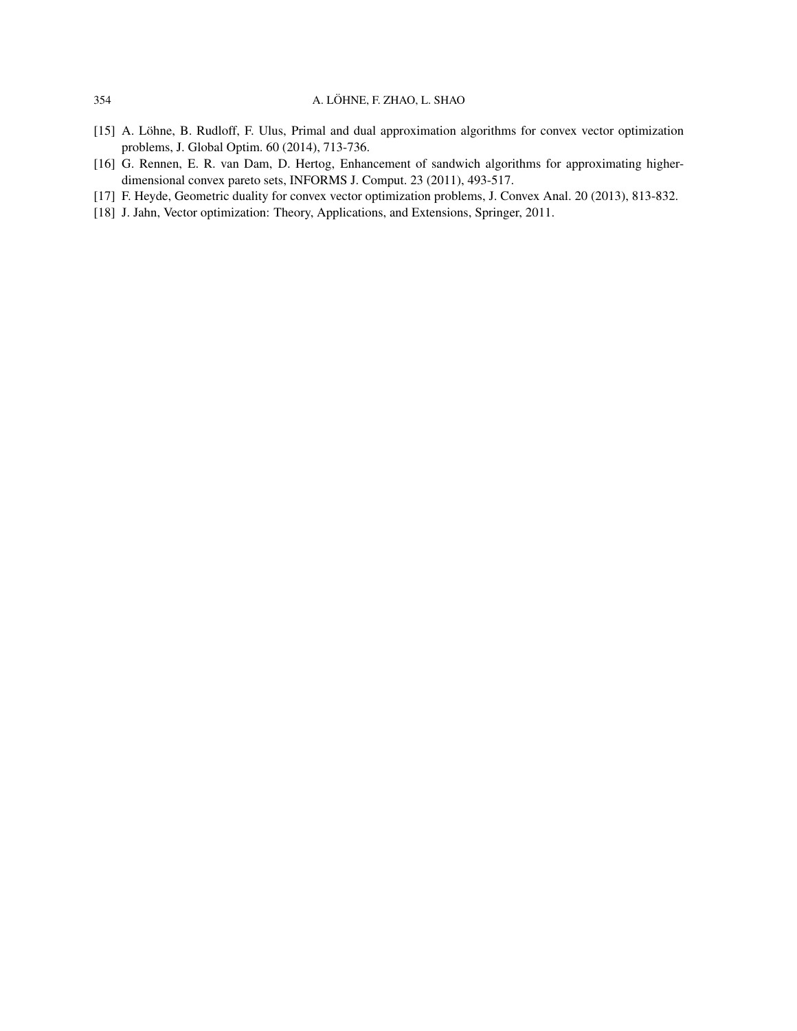[15] A. Löhne, B. Rudloff, F. Ulus, Primal and dual approximation algorithms for convex vector optimization problems, J. Global Optim. 60 (2014), 713-736.

[16] G. Rennen, E. R. van Dam, D. Hertog, Enhancement of sandwich algorithms for approximating higher-dimensional convex pareto sets, INFORMS J. Comput. 23 (2011), 493-517.

[17] F. Heyde, Geometric duality for convex vector optimization problems, J. Convex Anal. 20 (2013), 813-832.

[18] J. Jahn, Vector optimization: Theory, Applications, and Extensions, Springer, 2011.